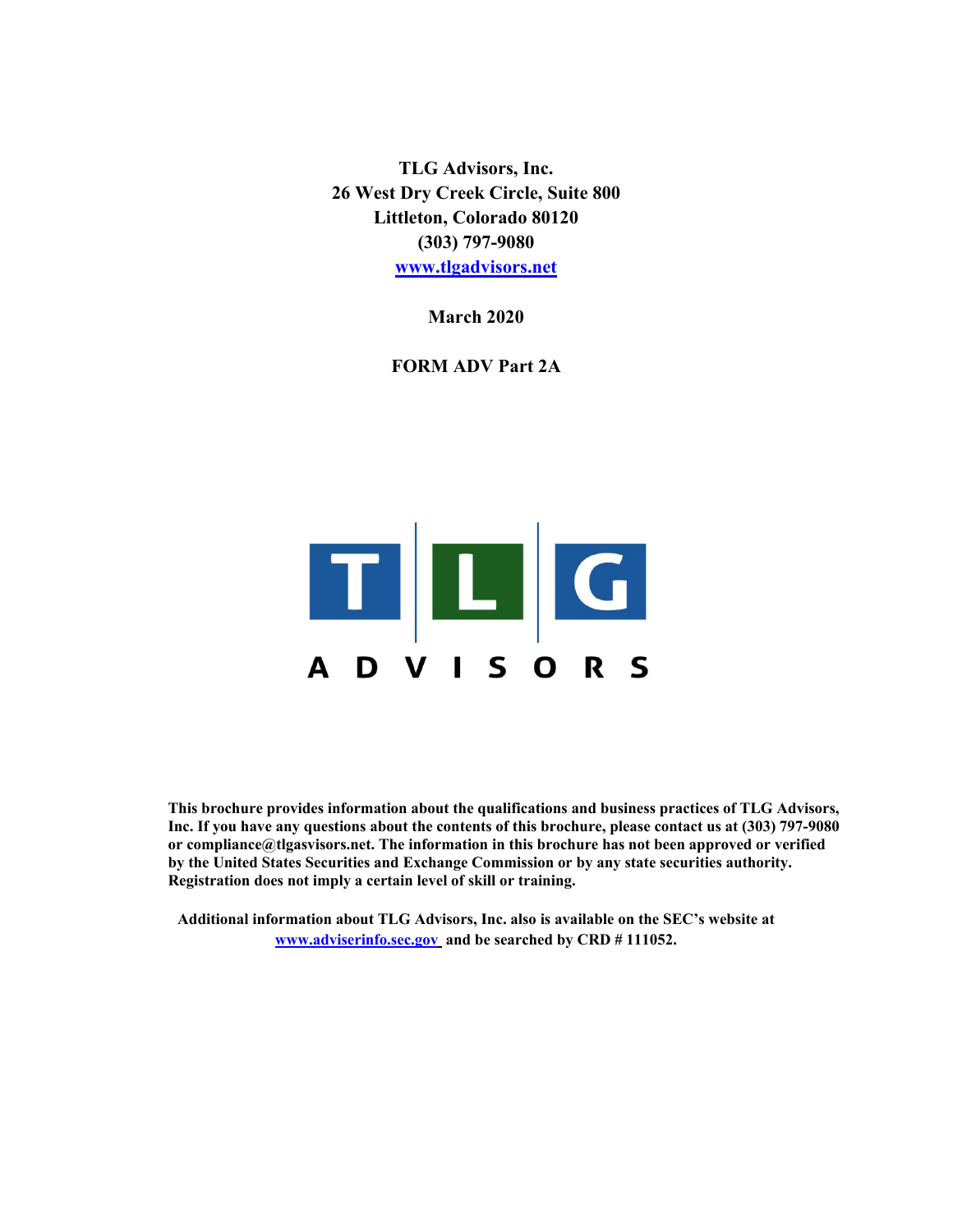**TLG Advisors, Inc.**
**26 West Dry Creek Circle, Suite 800**
**Littleton, Colorado 80120**
**(303) 797-9080**
**www.tlgadvisors.net**

**March 2020**

**FORM ADV Part 2A**

**TLG**
**ADVISORS**

**This brochure provides information about the qualifications and business practices of TLG Advisors, Inc. If you have any questions about the contents of this brochure, please contact us at (303) 797-9080 or compliance@tlgasvisors.net. The information in this brochure has not been approved or verified by the United States Securities and Exchange Commission or by any state securities authority. Registration does not imply a certain level of skill or training.**

**Additional information about TLG Advisors, Inc. also is available on the SEC's website at www.adviserinfo.sec.gov and be searched by CRD # 111052.**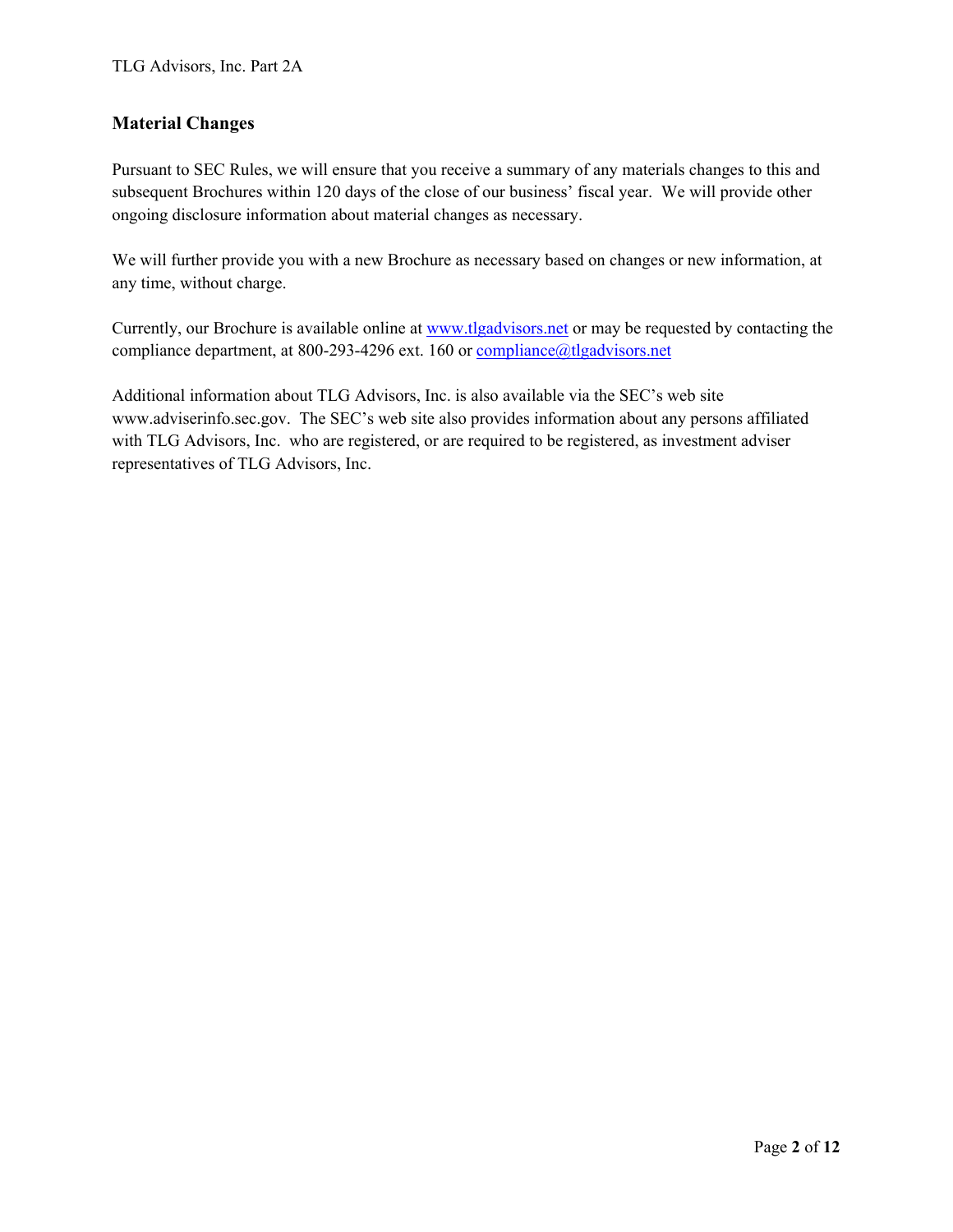## Material Changes

Pursuant to SEC Rules, we will ensure that you receive a summary of any materials changes to this and subsequent Brochures within 120 days of the close of our business' fiscal year. We will provide other ongoing disclosure information about material changes as necessary.

We will further provide you with a new Brochure as necessary based on changes or new information, at any time, without charge.

Currently, our Brochure is available online at www.tlgadvisors.net or may be requested by contacting the compliance department, at 800-293-4296 ext. 160 or compliance@tlgadvisors.net

Additional information about TLG Advisors, Inc. is also available via the SEC's web site www.adviserinfo.sec.gov. The SEC's web site also provides information about any persons affiliated with TLG Advisors, Inc. who are registered, or are required to be registered, as investment adviser representatives of TLG Advisors, Inc.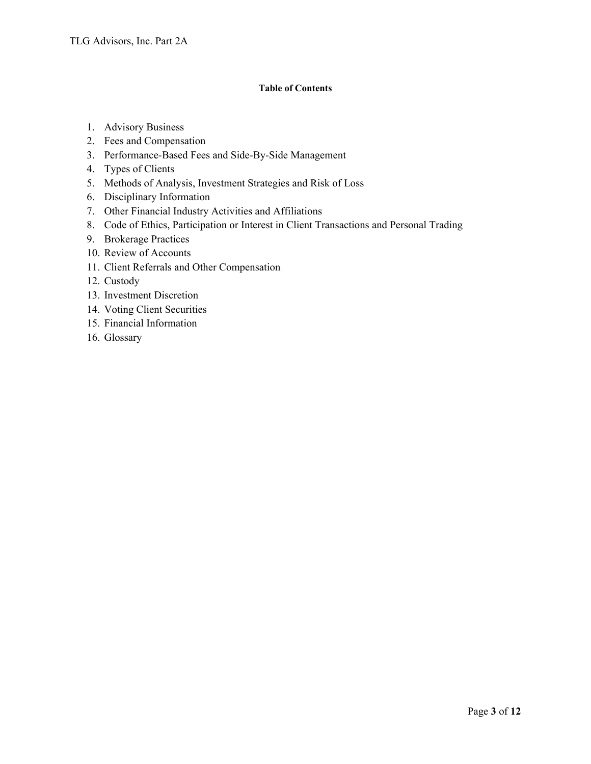**Table of Contents**

1. Advisory Business
2. Fees and Compensation
3. Performance-Based Fees and Side-By-Side Management
4. Types of Clients
5. Methods of Analysis, Investment Strategies and Risk of Loss
6. Disciplinary Information
7. Other Financial Industry Activities and Affiliations
8. Code of Ethics, Participation or Interest in Client Transactions and Personal Trading
9. Brokerage Practices
10. Review of Accounts
11. Client Referrals and Other Compensation
12. Custody
13. Investment Discretion
14. Voting Client Securities
15. Financial Information
16. Glossary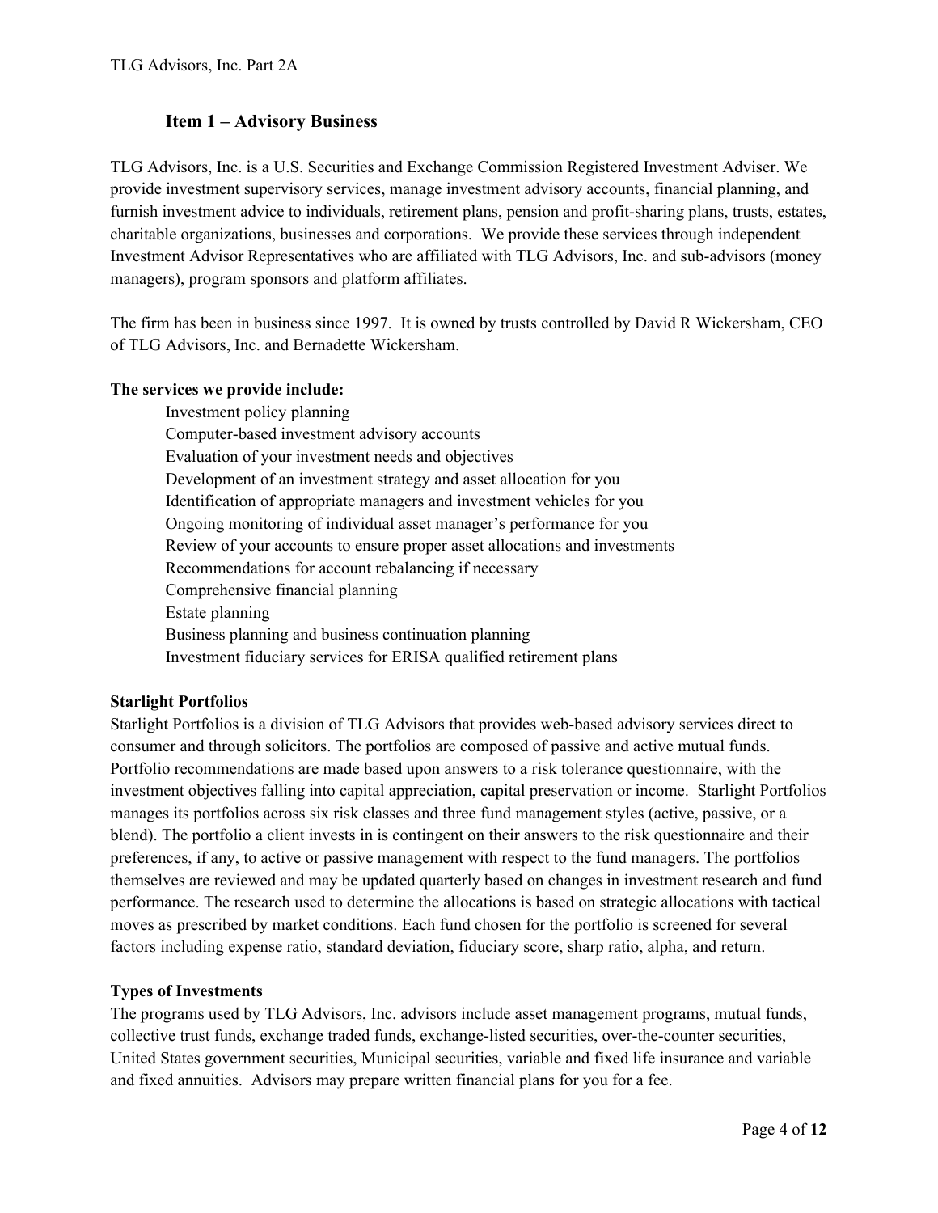## Item 1 – Advisory Business

TLG Advisors, Inc. is a U.S. Securities and Exchange Commission Registered Investment Adviser. We provide investment supervisory services, manage investment advisory accounts, financial planning, and furnish investment advice to individuals, retirement plans, pension and profit-sharing plans, trusts, estates, charitable organizations, businesses and corporations. We provide these services through independent Investment Advisor Representatives who are affiliated with TLG Advisors, Inc. and sub-advisors (money managers), program sponsors and platform affiliates.

The firm has been in business since 1997. It is owned by trusts controlled by David R Wickersham, CEO of TLG Advisors, Inc. and Bernadette Wickersham.

**The services we provide include:**

- Investment policy planning
- Computer-based investment advisory accounts
- Evaluation of your investment needs and objectives
- Development of an investment strategy and asset allocation for you
- Identification of appropriate managers and investment vehicles for you
- Ongoing monitoring of individual asset manager's performance for you
- Review of your accounts to ensure proper asset allocations and investments
- Recommendations for account rebalancing if necessary
- Comprehensive financial planning
- Estate planning
- Business planning and business continuation planning
- Investment fiduciary services for ERISA qualified retirement plans

**Starlight Portfolios**

Starlight Portfolios is a division of TLG Advisors that provides web-based advisory services direct to consumer and through solicitors. The portfolios are composed of passive and active mutual funds. Portfolio recommendations are made based upon answers to a risk tolerance questionnaire, with the investment objectives falling into capital appreciation, capital preservation or income. Starlight Portfolios manages its portfolios across six risk classes and three fund management styles (active, passive, or a blend). The portfolio a client invests in is contingent on their answers to the risk questionnaire and their preferences, if any, to active or passive management with respect to the fund managers. The portfolios themselves are reviewed and may be updated quarterly based on changes in investment research and fund performance. The research used to determine the allocations is based on strategic allocations with tactical moves as prescribed by market conditions. Each fund chosen for the portfolio is screened for several factors including expense ratio, standard deviation, fiduciary score, sharp ratio, alpha, and return.

**Types of Investments**

The programs used by TLG Advisors, Inc. advisors include asset management programs, mutual funds, collective trust funds, exchange traded funds, exchange-listed securities, over-the-counter securities, United States government securities, Municipal securities, variable and fixed life insurance and variable and fixed annuities. Advisors may prepare written financial plans for you for a fee.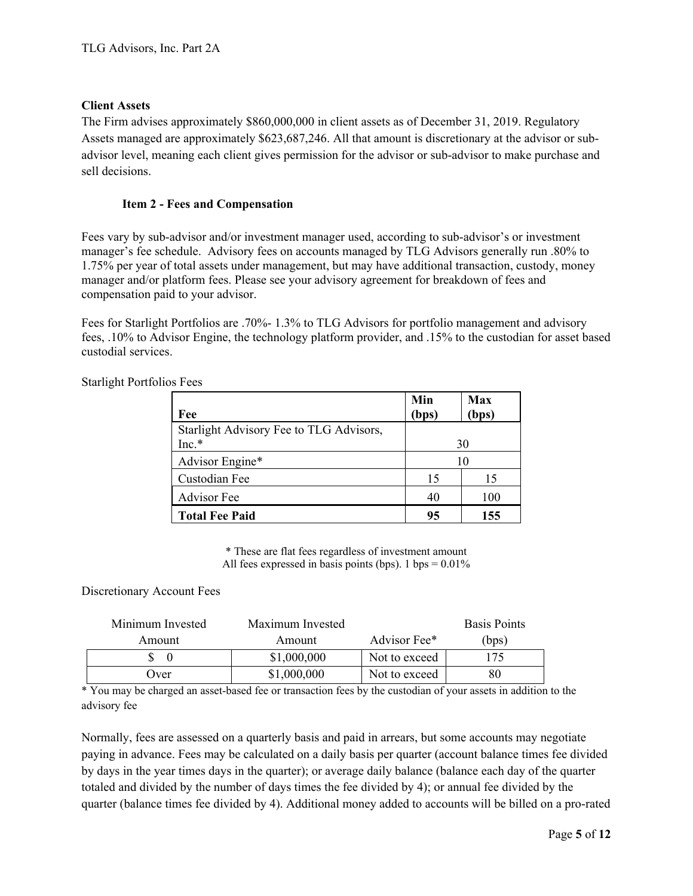**Client Assets**

The Firm advises approximately $860,000,000 in client assets as of December 31, 2019. Regulatory Assets managed are approximately $623,687,246. All that amount is discretionary at the advisor or sub-advisor level, meaning each client gives permission for the advisor or sub-advisor to make purchase and sell decisions.

## Item 2 - Fees and Compensation

Fees vary by sub-advisor and/or investment manager used, according to sub-advisor's or investment manager's fee schedule. Advisory fees on accounts managed by TLG Advisors generally run .80% to 1.75% per year of total assets under management, but may have additional transaction, custody, money manager and/or platform fees. Please see your advisory agreement for breakdown of fees and compensation paid to your advisor.

Fees for Starlight Portfolios are .70%- 1.3% to TLG Advisors for portfolio management and advisory fees, .10% to Advisor Engine, the technology platform provider, and .15% to the custodian for asset based custodial services.

Starlight Portfolios Fees

| Fee | Min (bps) | Max (bps) |
|---|---|---|
| Starlight Advisory Fee to TLG Advisors, Inc.* | 30 | |
| Advisor Engine* | 10 | |
| Custodian Fee | 15 | 15 |
| Advisor Fee | 40 | 100 |
| **Total Fee Paid** | **95** | **155** |

\* These are flat fees regardless of investment amount
All fees expressed in basis points (bps). 1 bps = 0.01%

Discretionary Account Fees

| Minimum Invested Amount | Maximum Invested Amount | Advisor Fee* | Basis Points (bps) |
|---|---|---|---|
| $ 0 | $1,000,000 | Not to exceed | 175 |
| Over | $1,000,000 | Not to exceed | 80 |

\* You may be charged an asset-based fee or transaction fees by the custodian of your assets in addition to the advisory fee

Normally, fees are assessed on a quarterly basis and paid in arrears, but some accounts may negotiate paying in advance. Fees may be calculated on a daily basis per quarter (account balance times fee divided by days in the year times days in the quarter); or average daily balance (balance each day of the quarter totaled and divided by the number of days times the fee divided by 4); or annual fee divided by the quarter (balance times fee divided by 4). Additional money added to accounts will be billed on a pro-rated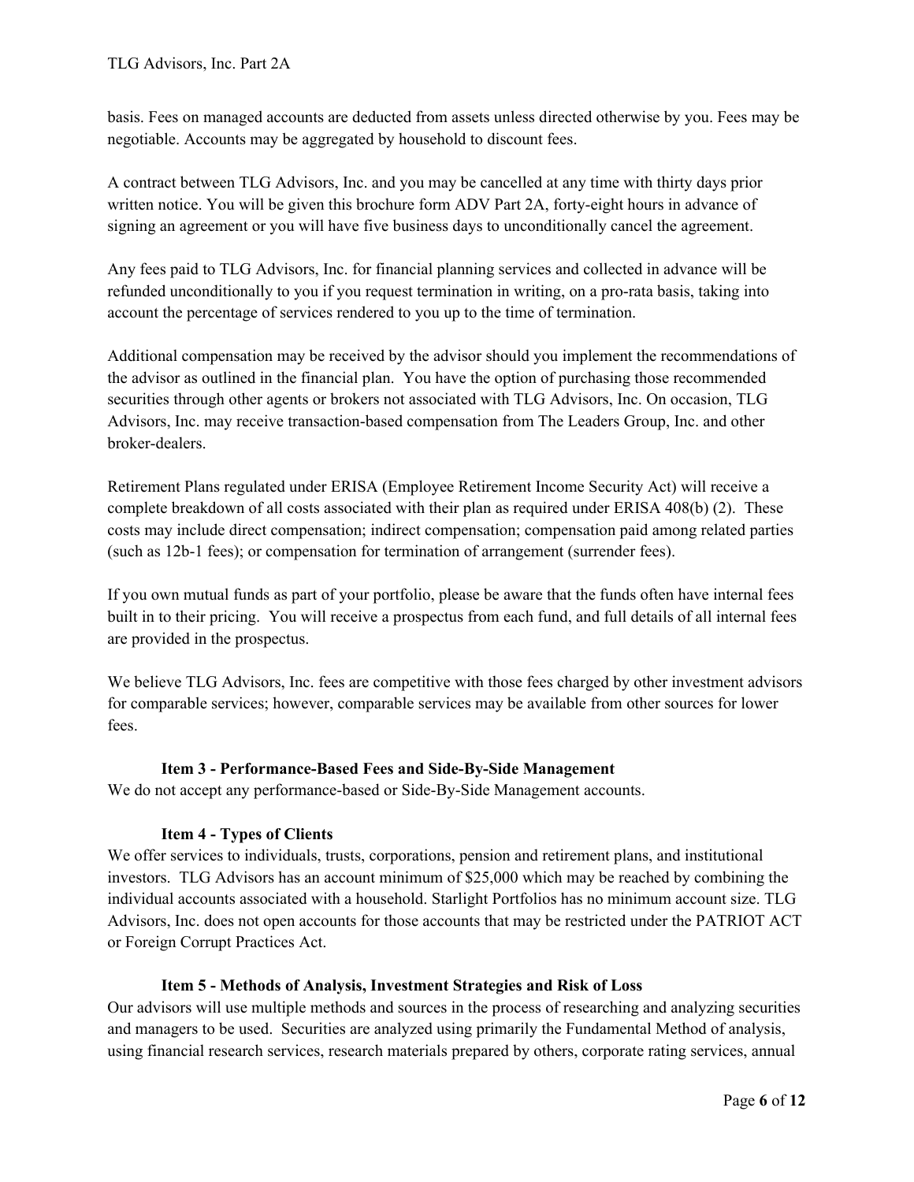basis. Fees on managed accounts are deducted from assets unless directed otherwise by you. Fees may be negotiable. Accounts may be aggregated by household to discount fees.

A contract between TLG Advisors, Inc. and you may be cancelled at any time with thirty days prior written notice. You will be given this brochure form ADV Part 2A, forty-eight hours in advance of signing an agreement or you will have five business days to unconditionally cancel the agreement.

Any fees paid to TLG Advisors, Inc. for financial planning services and collected in advance will be refunded unconditionally to you if you request termination in writing, on a pro-rata basis, taking into account the percentage of services rendered to you up to the time of termination.

Additional compensation may be received by the advisor should you implement the recommendations of the advisor as outlined in the financial plan. You have the option of purchasing those recommended securities through other agents or brokers not associated with TLG Advisors, Inc. On occasion, TLG Advisors, Inc. may receive transaction-based compensation from The Leaders Group, Inc. and other broker-dealers.

Retirement Plans regulated under ERISA (Employee Retirement Income Security Act) will receive a complete breakdown of all costs associated with their plan as required under ERISA 408(b) (2). These costs may include direct compensation; indirect compensation; compensation paid among related parties (such as 12b-1 fees); or compensation for termination of arrangement (surrender fees).

If you own mutual funds as part of your portfolio, please be aware that the funds often have internal fees built in to their pricing. You will receive a prospectus from each fund, and full details of all internal fees are provided in the prospectus.

We believe TLG Advisors, Inc. fees are competitive with those fees charged by other investment advisors for comparable services; however, comparable services may be available from other sources for lower fees.

### Item 3 - Performance-Based Fees and Side-By-Side Management

We do not accept any performance-based or Side-By-Side Management accounts.

### Item 4 - Types of Clients

We offer services to individuals, trusts, corporations, pension and retirement plans, and institutional investors. TLG Advisors has an account minimum of $25,000 which may be reached by combining the individual accounts associated with a household. Starlight Portfolios has no minimum account size. TLG Advisors, Inc. does not open accounts for those accounts that may be restricted under the PATRIOT ACT or Foreign Corrupt Practices Act.

### Item 5 - Methods of Analysis, Investment Strategies and Risk of Loss

Our advisors will use multiple methods and sources in the process of researching and analyzing securities and managers to be used. Securities are analyzed using primarily the Fundamental Method of analysis, using financial research services, research materials prepared by others, corporate rating services, annual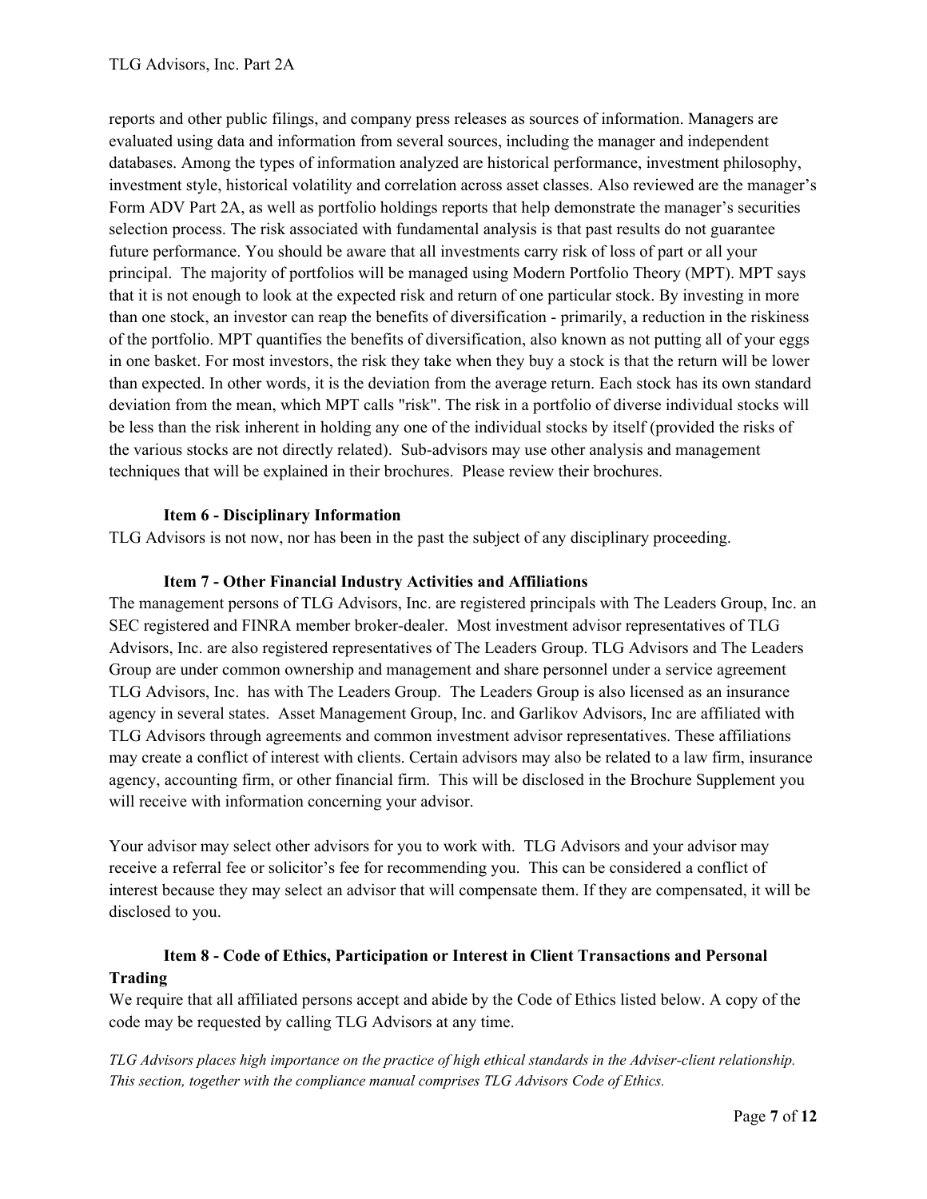reports and other public filings, and company press releases as sources of information. Managers are evaluated using data and information from several sources, including the manager and independent databases. Among the types of information analyzed are historical performance, investment philosophy, investment style, historical volatility and correlation across asset classes. Also reviewed are the manager's Form ADV Part 2A, as well as portfolio holdings reports that help demonstrate the manager's securities selection process. The risk associated with fundamental analysis is that past results do not guarantee future performance. You should be aware that all investments carry risk of loss of part or all your principal. The majority of portfolios will be managed using Modern Portfolio Theory (MPT). MPT says that it is not enough to look at the expected risk and return of one particular stock. By investing in more than one stock, an investor can reap the benefits of diversification - primarily, a reduction in the riskiness of the portfolio. MPT quantifies the benefits of diversification, also known as not putting all of your eggs in one basket. For most investors, the risk they take when they buy a stock is that the return will be lower than expected. In other words, it is the deviation from the average return. Each stock has its own standard deviation from the mean, which MPT calls "risk". The risk in a portfolio of diverse individual stocks will be less than the risk inherent in holding any one of the individual stocks by itself (provided the risks of the various stocks are not directly related). Sub-advisors may use other analysis and management techniques that will be explained in their brochures. Please review their brochures.

### Item 6 - Disciplinary Information

TLG Advisors is not now, nor has been in the past the subject of any disciplinary proceeding.

### Item 7 - Other Financial Industry Activities and Affiliations

The management persons of TLG Advisors, Inc. are registered principals with The Leaders Group, Inc. an SEC registered and FINRA member broker-dealer. Most investment advisor representatives of TLG Advisors, Inc. are also registered representatives of The Leaders Group. TLG Advisors and The Leaders Group are under common ownership and management and share personnel under a service agreement TLG Advisors, Inc. has with The Leaders Group. The Leaders Group is also licensed as an insurance agency in several states. Asset Management Group, Inc. and Garlikov Advisors, Inc are affiliated with TLG Advisors through agreements and common investment advisor representatives. These affiliations may create a conflict of interest with clients. Certain advisors may also be related to a law firm, insurance agency, accounting firm, or other financial firm. This will be disclosed in the Brochure Supplement you will receive with information concerning your advisor.

Your advisor may select other advisors for you to work with. TLG Advisors and your advisor may receive a referral fee or solicitor's fee for recommending you. This can be considered a conflict of interest because they may select an advisor that will compensate them. If they are compensated, it will be disclosed to you.

### Item 8 - Code of Ethics, Participation or Interest in Client Transactions and Personal Trading

We require that all affiliated persons accept and abide by the Code of Ethics listed below. A copy of the code may be requested by calling TLG Advisors at any time.

*TLG Advisors places high importance on the practice of high ethical standards in the Adviser-client relationship. This section, together with the compliance manual comprises TLG Advisors Code of Ethics.*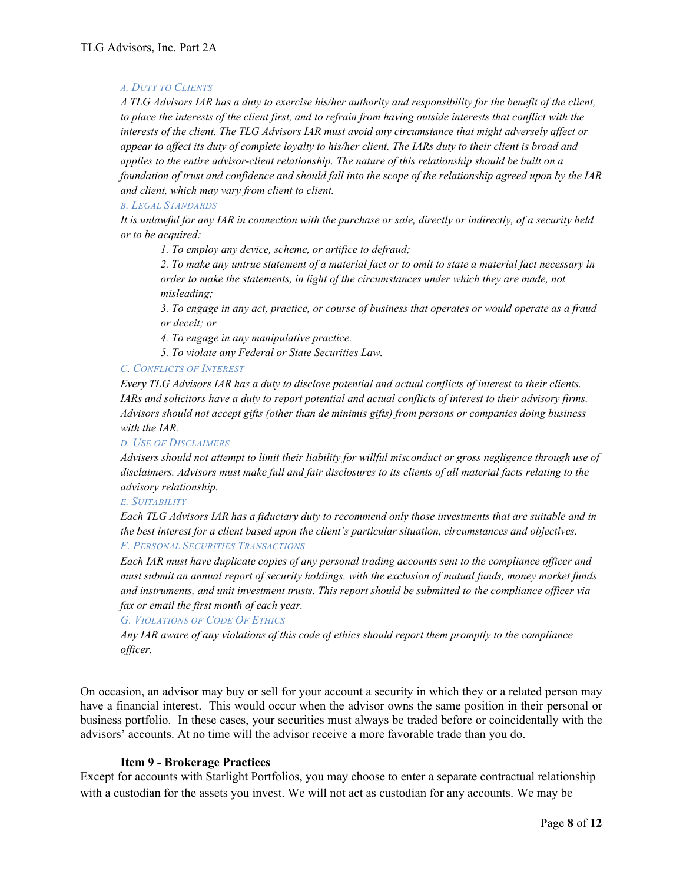*A. Duty to Clients*

*A TLG Advisors IAR has a duty to exercise his/her authority and responsibility for the benefit of the client, to place the interests of the client first, and to refrain from having outside interests that conflict with the interests of the client. The TLG Advisors IAR must avoid any circumstance that might adversely affect or appear to affect its duty of complete loyalty to his/her client. The IARs duty to their client is broad and applies to the entire advisor-client relationship. The nature of this relationship should be built on a foundation of trust and confidence and should fall into the scope of the relationship agreed upon by the IAR and client, which may vary from client to client.*

*B. Legal Standards*

*It is unlawful for any IAR in connection with the purchase or sale, directly or indirectly, of a security held or to be acquired:*

> *1. To employ any device, scheme, or artifice to defraud;*
>
> *2. To make any untrue statement of a material fact or to omit to state a material fact necessary in order to make the statements, in light of the circumstances under which they are made, not misleading;*
>
> *3. To engage in any act, practice, or course of business that operates or would operate as a fraud or deceit; or*
>
> *4. To engage in any manipulative practice.*
>
> *5. To violate any Federal or State Securities Law.*

*C. Conflicts of Interest*

*Every TLG Advisors IAR has a duty to disclose potential and actual conflicts of interest to their clients. IARs and solicitors have a duty to report potential and actual conflicts of interest to their advisory firms. Advisors should not accept gifts (other than de minimis gifts) from persons or companies doing business with the IAR.*

*D. Use of Disclaimers*

*Advisers should not attempt to limit their liability for willful misconduct or gross negligence through use of disclaimers. Advisors must make full and fair disclosures to its clients of all material facts relating to the advisory relationship.*

*E. Suitability*

*Each TLG Advisors IAR has a fiduciary duty to recommend only those investments that are suitable and in the best interest for a client based upon the client's particular situation, circumstances and objectives.*

*F. Personal Securities Transactions*

*Each IAR must have duplicate copies of any personal trading accounts sent to the compliance officer and must submit an annual report of security holdings, with the exclusion of mutual funds, money market funds and instruments, and unit investment trusts. This report should be submitted to the compliance officer via fax or email the first month of each year.*

*G. Violations of Code Of Ethics*

*Any IAR aware of any violations of this code of ethics should report them promptly to the compliance officer.*

On occasion, an advisor may buy or sell for your account a security in which they or a related person may have a financial interest. This would occur when the advisor owns the same position in their personal or business portfolio. In these cases, your securities must always be traded before or coincidentally with the advisors' accounts. At no time will the advisor receive a more favorable trade than you do.

## Item 9 - Brokerage Practices

Except for accounts with Starlight Portfolios, you may choose to enter a separate contractual relationship with a custodian for the assets you invest. We will not act as custodian for any accounts. We may be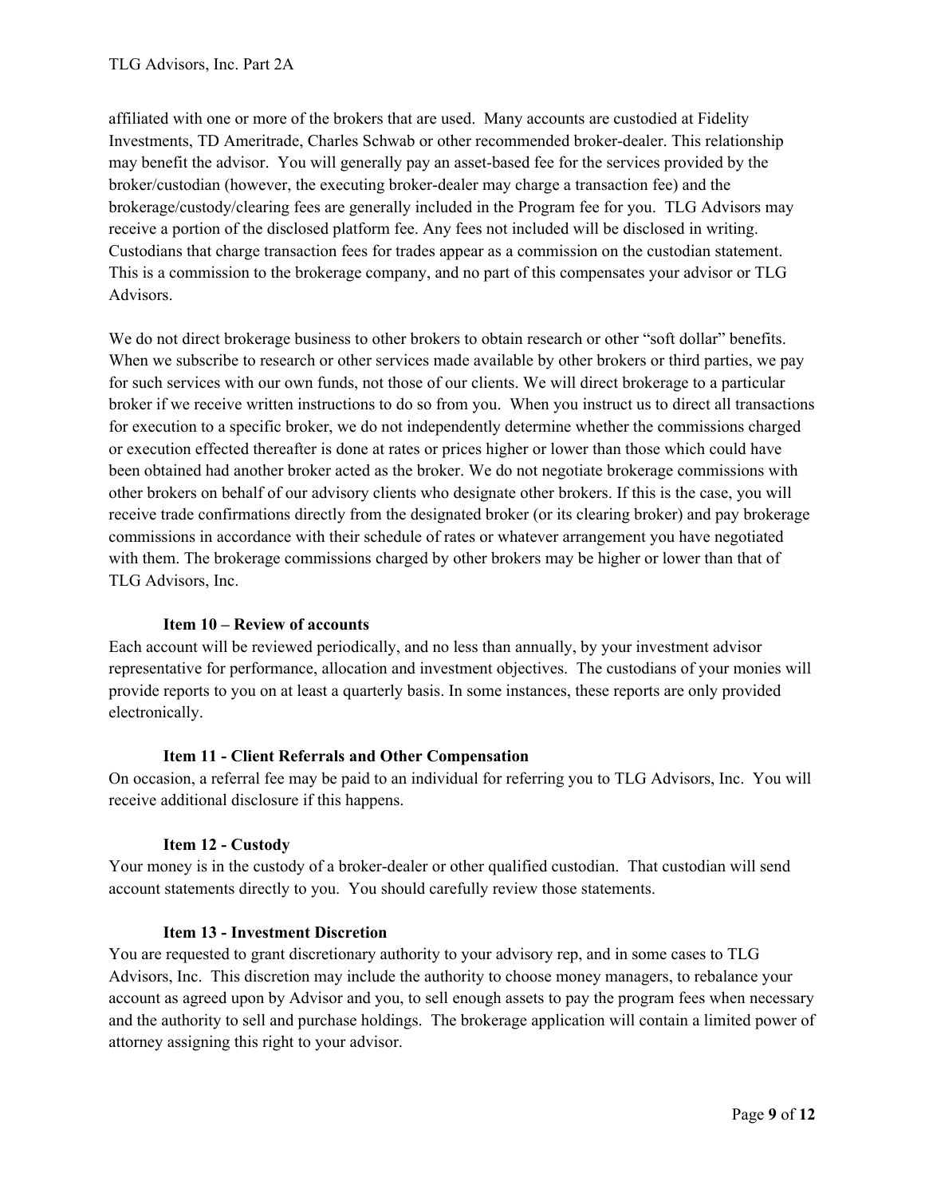affiliated with one or more of the brokers that are used. Many accounts are custodied at Fidelity Investments, TD Ameritrade, Charles Schwab or other recommended broker-dealer. This relationship may benefit the advisor. You will generally pay an asset-based fee for the services provided by the broker/custodian (however, the executing broker-dealer may charge a transaction fee) and the brokerage/custody/clearing fees are generally included in the Program fee for you. TLG Advisors may receive a portion of the disclosed platform fee. Any fees not included will be disclosed in writing. Custodians that charge transaction fees for trades appear as a commission on the custodian statement. This is a commission to the brokerage company, and no part of this compensates your advisor or TLG Advisors.

We do not direct brokerage business to other brokers to obtain research or other "soft dollar" benefits. When we subscribe to research or other services made available by other brokers or third parties, we pay for such services with our own funds, not those of our clients. We will direct brokerage to a particular broker if we receive written instructions to do so from you. When you instruct us to direct all transactions for execution to a specific broker, we do not independently determine whether the commissions charged or execution effected thereafter is done at rates or prices higher or lower than those which could have been obtained had another broker acted as the broker. We do not negotiate brokerage commissions with other brokers on behalf of our advisory clients who designate other brokers. If this is the case, you will receive trade confirmations directly from the designated broker (or its clearing broker) and pay brokerage commissions in accordance with their schedule of rates or whatever arrangement you have negotiated with them. The brokerage commissions charged by other brokers may be higher or lower than that of TLG Advisors, Inc.

### Item 10 – Review of accounts

Each account will be reviewed periodically, and no less than annually, by your investment advisor representative for performance, allocation and investment objectives. The custodians of your monies will provide reports to you on at least a quarterly basis. In some instances, these reports are only provided electronically.

### Item 11 - Client Referrals and Other Compensation

On occasion, a referral fee may be paid to an individual for referring you to TLG Advisors, Inc. You will receive additional disclosure if this happens.

### Item 12 - Custody

Your money is in the custody of a broker-dealer or other qualified custodian. That custodian will send account statements directly to you. You should carefully review those statements.

### Item 13 - Investment Discretion

You are requested to grant discretionary authority to your advisory rep, and in some cases to TLG Advisors, Inc. This discretion may include the authority to choose money managers, to rebalance your account as agreed upon by Advisor and you, to sell enough assets to pay the program fees when necessary and the authority to sell and purchase holdings. The brokerage application will contain a limited power of attorney assigning this right to your advisor.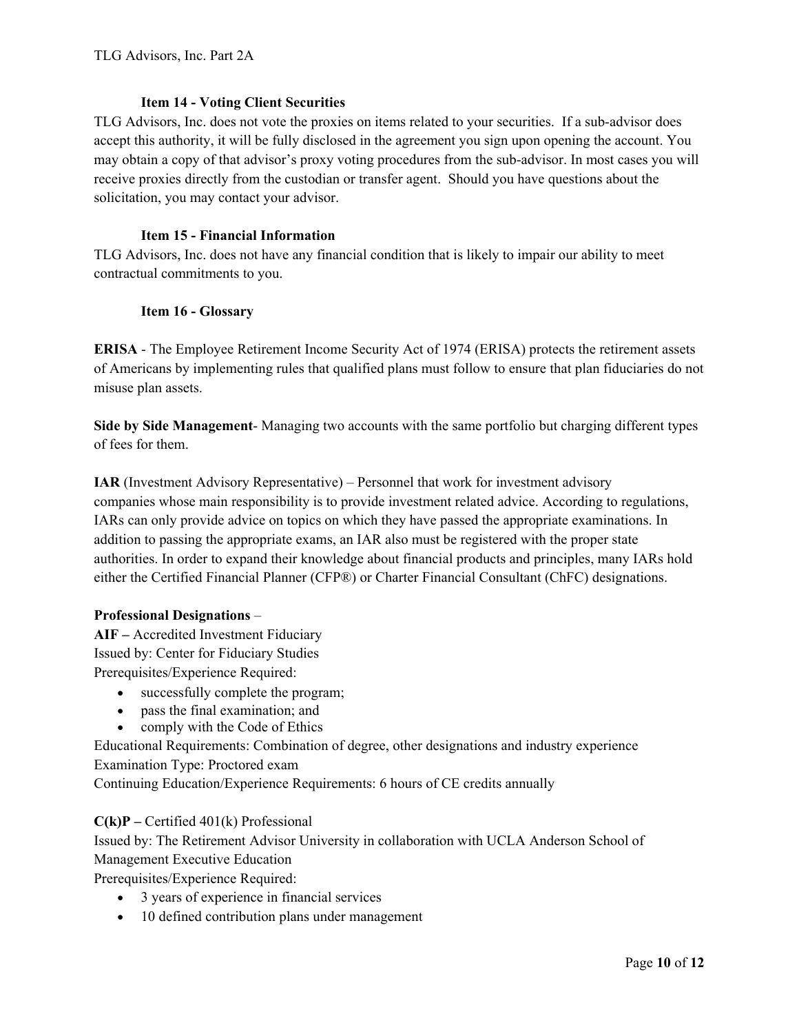### Item 14 - Voting Client Securities

TLG Advisors, Inc. does not vote the proxies on items related to your securities. If a sub-advisor does accept this authority, it will be fully disclosed in the agreement you sign upon opening the account. You may obtain a copy of that advisor's proxy voting procedures from the sub-advisor. In most cases you will receive proxies directly from the custodian or transfer agent. Should you have questions about the solicitation, you may contact your advisor.

### Item 15 - Financial Information

TLG Advisors, Inc. does not have any financial condition that is likely to impair our ability to meet contractual commitments to you.

### Item 16 - Glossary

**ERISA** - The Employee Retirement Income Security Act of 1974 (ERISA) protects the retirement assets of Americans by implementing rules that qualified plans must follow to ensure that plan fiduciaries do not misuse plan assets.

**Side by Side Management**- Managing two accounts with the same portfolio but charging different types of fees for them.

**IAR** (Investment Advisory Representative) – Personnel that work for investment advisory companies whose main responsibility is to provide investment related advice. According to regulations, IARs can only provide advice on topics on which they have passed the appropriate examinations. In addition to passing the appropriate exams, an IAR also must be registered with the proper state authorities. In order to expand their knowledge about financial products and principles, many IARs hold either the Certified Financial Planner (CFP®) or Charter Financial Consultant (ChFC) designations.

**Professional Designations** –

**AIF –** Accredited Investment Fiduciary
Issued by: Center for Fiduciary Studies
Prerequisites/Experience Required:

- successfully complete the program;
- pass the final examination; and
- comply with the Code of Ethics

Educational Requirements: Combination of degree, other designations and industry experience
Examination Type: Proctored exam
Continuing Education/Experience Requirements: 6 hours of CE credits annually

**C(k)P –** Certified 401(k) Professional
Issued by: The Retirement Advisor University in collaboration with UCLA Anderson School of Management Executive Education
Prerequisites/Experience Required:

- 3 years of experience in financial services
- 10 defined contribution plans under management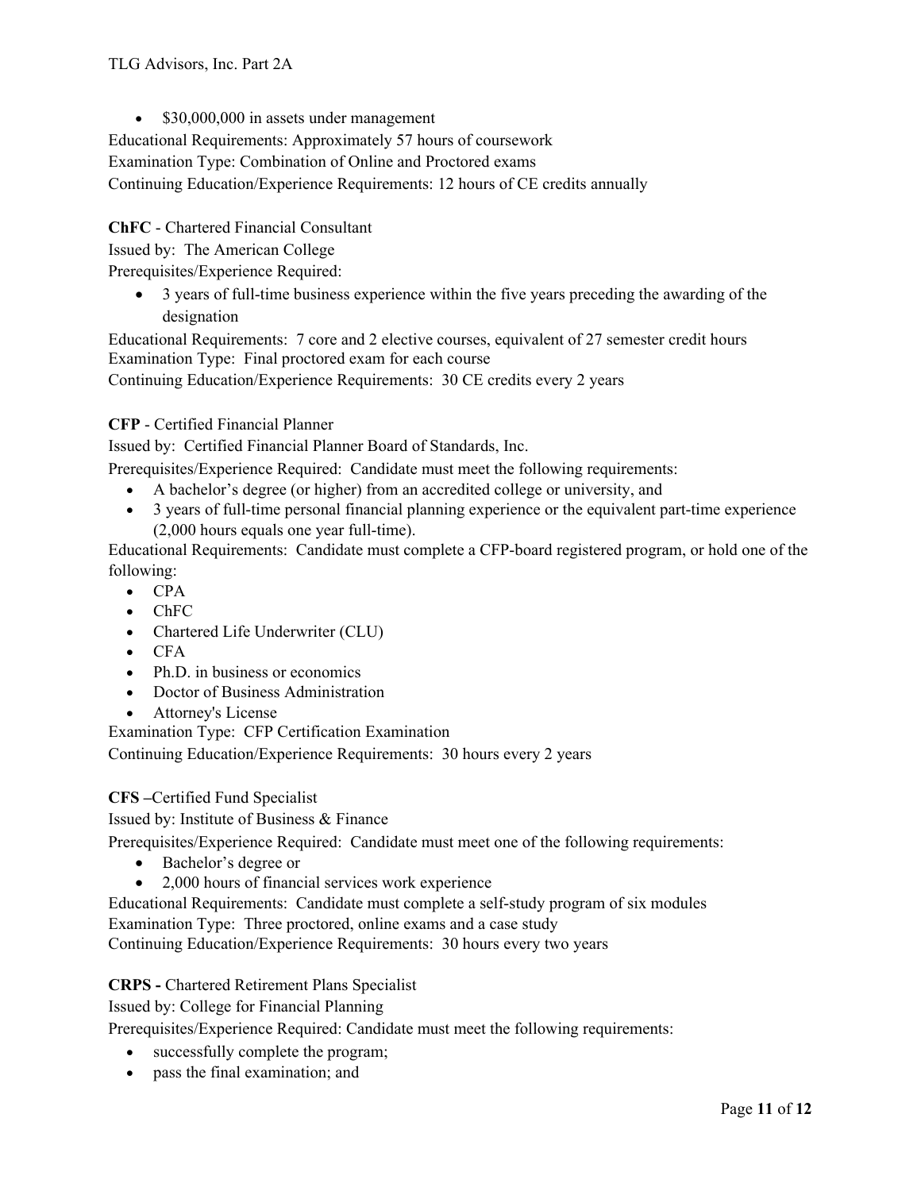- $30,000,000 in assets under management

Educational Requirements: Approximately 57 hours of coursework
Examination Type: Combination of Online and Proctored exams
Continuing Education/Experience Requirements: 12 hours of CE credits annually

**ChFC** - Chartered Financial Consultant
Issued by: The American College
Prerequisites/Experience Required:

- 3 years of full-time business experience within the five years preceding the awarding of the designation

Educational Requirements: 7 core and 2 elective courses, equivalent of 27 semester credit hours
Examination Type: Final proctored exam for each course
Continuing Education/Experience Requirements: 30 CE credits every 2 years

**CFP** - Certified Financial Planner
Issued by: Certified Financial Planner Board of Standards, Inc.
Prerequisites/Experience Required: Candidate must meet the following requirements:

- A bachelor's degree (or higher) from an accredited college or university, and
- 3 years of full-time personal financial planning experience or the equivalent part-time experience (2,000 hours equals one year full-time).

Educational Requirements: Candidate must complete a CFP-board registered program, or hold one of the following:

- CPA
- ChFC
- Chartered Life Underwriter (CLU)
- CFA
- Ph.D. in business or economics
- Doctor of Business Administration
- Attorney's License

Examination Type: CFP Certification Examination
Continuing Education/Experience Requirements: 30 hours every 2 years

**CFS –**Certified Fund Specialist
Issued by: Institute of Business & Finance
Prerequisites/Experience Required: Candidate must meet one of the following requirements:

- Bachelor's degree or
- 2,000 hours of financial services work experience

Educational Requirements: Candidate must complete a self-study program of six modules
Examination Type: Three proctored, online exams and a case study
Continuing Education/Experience Requirements: 30 hours every two years

**CRPS -** Chartered Retirement Plans Specialist
Issued by: College for Financial Planning
Prerequisites/Experience Required: Candidate must meet the following requirements:

- successfully complete the program;
- pass the final examination; and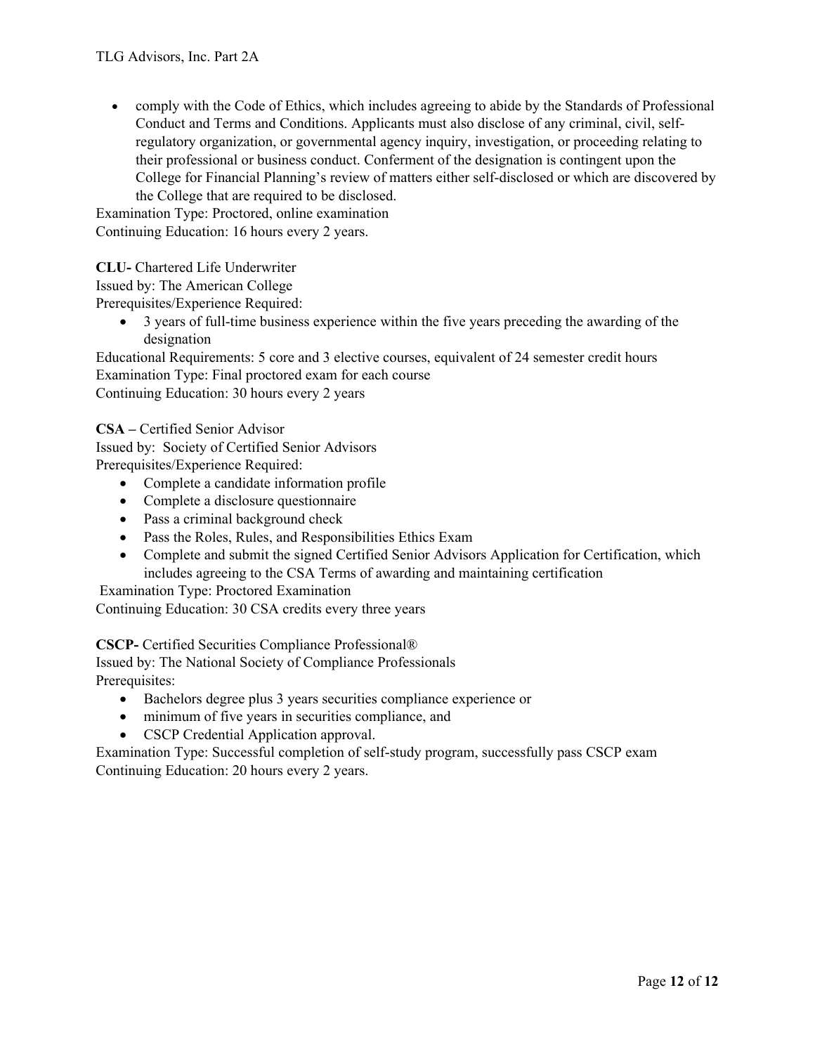- comply with the Code of Ethics, which includes agreeing to abide by the Standards of Professional Conduct and Terms and Conditions. Applicants must also disclose of any criminal, civil, self-regulatory organization, or governmental agency inquiry, investigation, or proceeding relating to their professional or business conduct. Conferment of the designation is contingent upon the College for Financial Planning's review of matters either self-disclosed or which are discovered by the College that are required to be disclosed.

Examination Type: Proctored, online examination
Continuing Education: 16 hours every 2 years.

**CLU-** Chartered Life Underwriter
Issued by: The American College
Prerequisites/Experience Required:

- 3 years of full-time business experience within the five years preceding the awarding of the designation

Educational Requirements: 5 core and 3 elective courses, equivalent of 24 semester credit hours
Examination Type: Final proctored exam for each course
Continuing Education: 30 hours every 2 years

**CSA –** Certified Senior Advisor
Issued by: Society of Certified Senior Advisors
Prerequisites/Experience Required:

- Complete a candidate information profile
- Complete a disclosure questionnaire
- Pass a criminal background check
- Pass the Roles, Rules, and Responsibilities Ethics Exam
- Complete and submit the signed Certified Senior Advisors Application for Certification, which includes agreeing to the CSA Terms of awarding and maintaining certification

Examination Type: Proctored Examination
Continuing Education: 30 CSA credits every three years

**CSCP-** Certified Securities Compliance Professional®
Issued by: The National Society of Compliance Professionals
Prerequisites:

- Bachelors degree plus 3 years securities compliance experience or
- minimum of five years in securities compliance, and
- CSCP Credential Application approval.

Examination Type: Successful completion of self-study program, successfully pass CSCP exam
Continuing Education: 20 hours every 2 years.